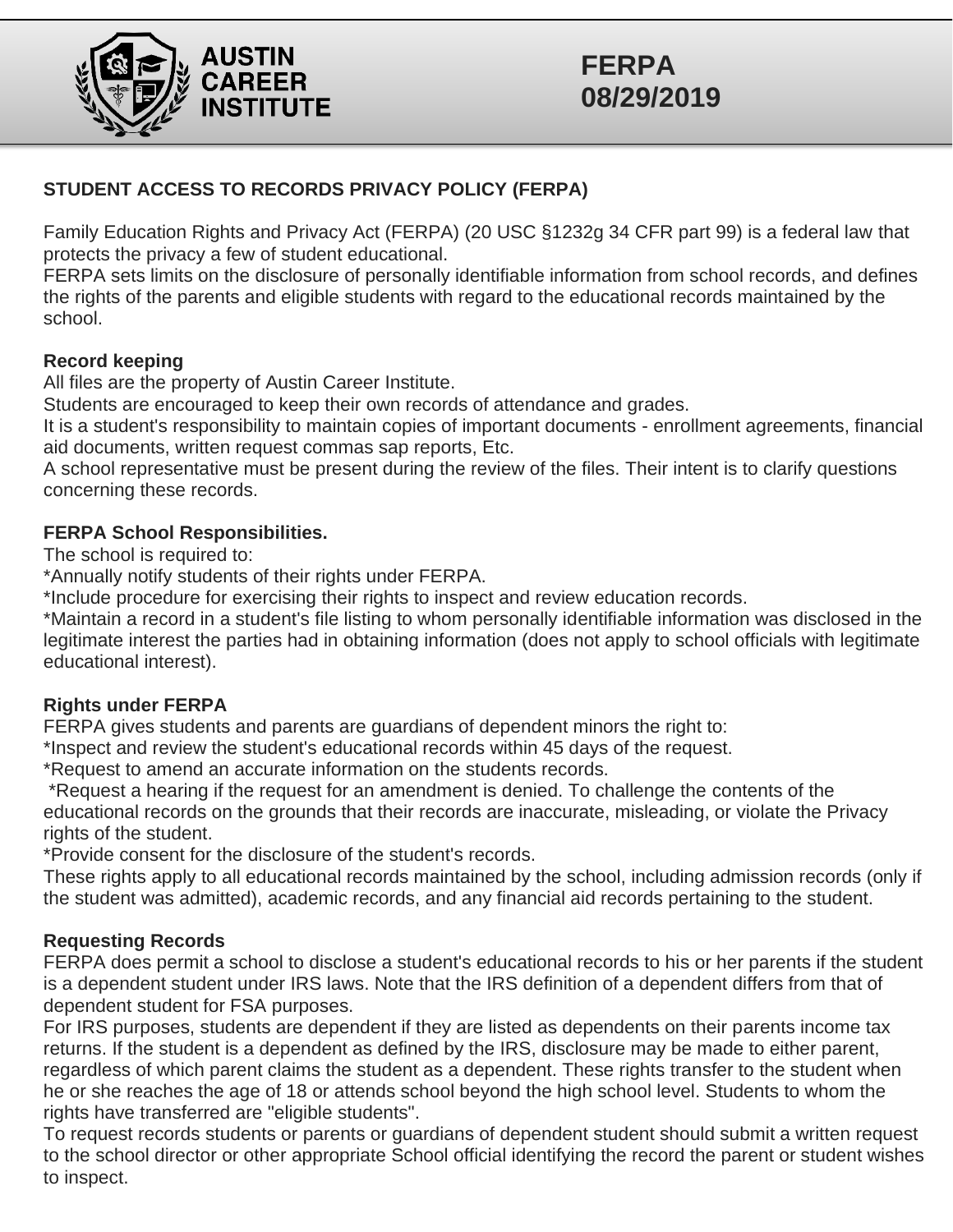AUSTIN CAREER INSTITUTE

**FERPA 08/29/2019**

## STUDENT ACCESS TO RECORDS PRIVACY POLICY (FERPA)

Family Education Rights and Privacy Act (FERPA) (20 USC §1232g 34 CFR part 99) is a federal law that protects the privacy a few of student educational.
FERPA sets limits on the disclosure of personally identifiable information from school records, and defines the rights of the parents and eligible students with regard to the educational records maintained by the school.

### Record keeping

All files are the property of Austin Career Institute.
Students are encouraged to keep their own records of attendance and grades.
It is a student's responsibility to maintain copies of important documents - enrollment agreements, financial aid documents, written request commas sap reports, Etc.
A school representative must be present during the review of the files. Their intent is to clarify questions concerning these records.

### FERPA School Responsibilities.

The school is required to:
*Annually notify students of their rights under FERPA.
*Include procedure for exercising their rights to inspect and review education records.
*Maintain a record in a student's file listing to whom personally identifiable information was disclosed in the legitimate interest the parties had in obtaining information (does not apply to school officials with legitimate educational interest).

### Rights under FERPA

FERPA gives students and parents are guardians of dependent minors the right to:
*Inspect and review the student's educational records within 45 days of the request.
*Request to amend an accurate information on the students records.
*Request a hearing if the request for an amendment is denied. To challenge the contents of the educational records on the grounds that their records are inaccurate, misleading, or violate the Privacy rights of the student.
*Provide consent for the disclosure of the student's records.
These rights apply to all educational records maintained by the school, including admission records (only if the student was admitted), academic records, and any financial aid records pertaining to the student.

### Requesting Records

FERPA does permit a school to disclose a student's educational records to his or her parents if the student is a dependent student under IRS laws. Note that the IRS definition of a dependent differs from that of dependent student for FSA purposes.
For IRS purposes, students are dependent if they are listed as dependents on their parents income tax returns. If the student is a dependent as defined by the IRS, disclosure may be made to either parent, regardless of which parent claims the student as a dependent. These rights transfer to the student when he or she reaches the age of 18 or attends school beyond the high school level. Students to whom the rights have transferred are "eligible students".
To request records students or parents or guardians of dependent student should submit a written request to the school director or other appropriate School official identifying the record the parent or student wishes to inspect.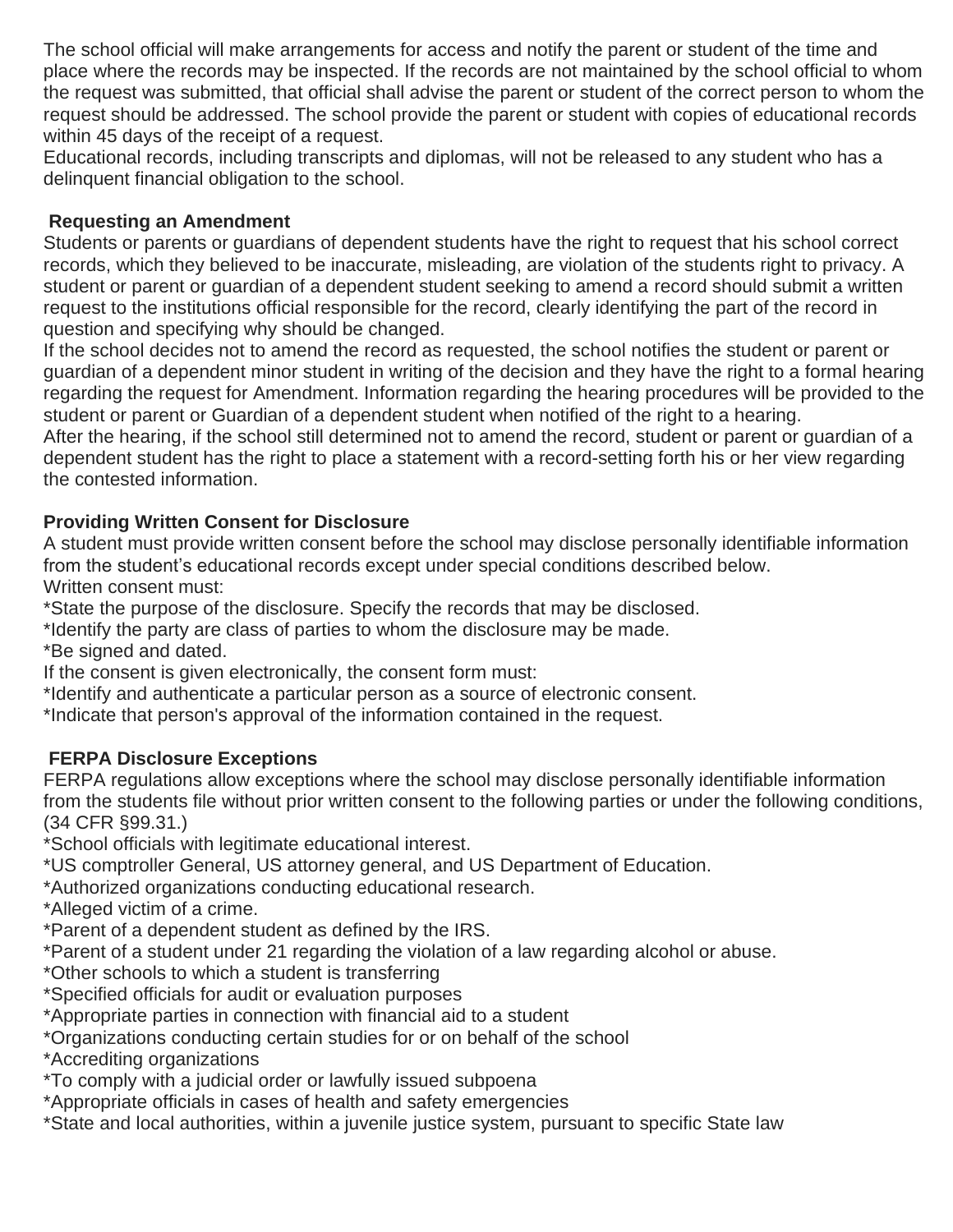The school official will make arrangements for access and notify the parent or student of the time and place where the records may be inspected. If the records are not maintained by the school official to whom the request was submitted, that official shall advise the parent or student of the correct person to whom the request should be addressed. The school provide the parent or student with copies of educational records within 45 days of the receipt of a request.

Educational records, including transcripts and diplomas, will not be released to any student who has a delinquent financial obligation to the school.

**Requesting an Amendment**

Students or parents or guardians of dependent students have the right to request that his school correct records, which they believed to be inaccurate, misleading, are violation of the students right to privacy. A student or parent or guardian of a dependent student seeking to amend a record should submit a written request to the institutions official responsible for the record, clearly identifying the part of the record in question and specifying why should be changed.

If the school decides not to amend the record as requested, the school notifies the student or parent or guardian of a dependent minor student in writing of the decision and they have the right to a formal hearing regarding the request for Amendment. Information regarding the hearing procedures will be provided to the student or parent or Guardian of a dependent student when notified of the right to a hearing.

After the hearing, if the school still determined not to amend the record, student or parent or guardian of a dependent student has the right to place a statement with a record-setting forth his or her view regarding the contested information.

**Providing Written Consent for Disclosure**

A student must provide written consent before the school may disclose personally identifiable information from the student's educational records except under special conditions described below.

Written consent must:

*State the purpose of the disclosure. Specify the records that may be disclosed.
*Identify the party are class of parties to whom the disclosure may be made.
*Be signed and dated.

If the consent is given electronically, the consent form must:

*Identify and authenticate a particular person as a source of electronic consent.
*Indicate that person's approval of the information contained in the request.

**FERPA Disclosure Exceptions**

FERPA regulations allow exceptions where the school may disclose personally identifiable information from the students file without prior written consent to the following parties or under the following conditions, (34 CFR §99.31.)

*School officials with legitimate educational interest.
*US comptroller General, US attorney general, and US Department of Education.
*Authorized organizations conducting educational research.
*Alleged victim of a crime.
*Parent of a dependent student as defined by the IRS.
*Parent of a student under 21 regarding the violation of a law regarding alcohol or abuse.
*Other schools to which a student is transferring
*Specified officials for audit or evaluation purposes
*Appropriate parties in connection with financial aid to a student
*Organizations conducting certain studies for or on behalf of the school
*Accrediting organizations
*To comply with a judicial order or lawfully issued subpoena
*Appropriate officials in cases of health and safety emergencies
*State and local authorities, within a juvenile justice system, pursuant to specific State law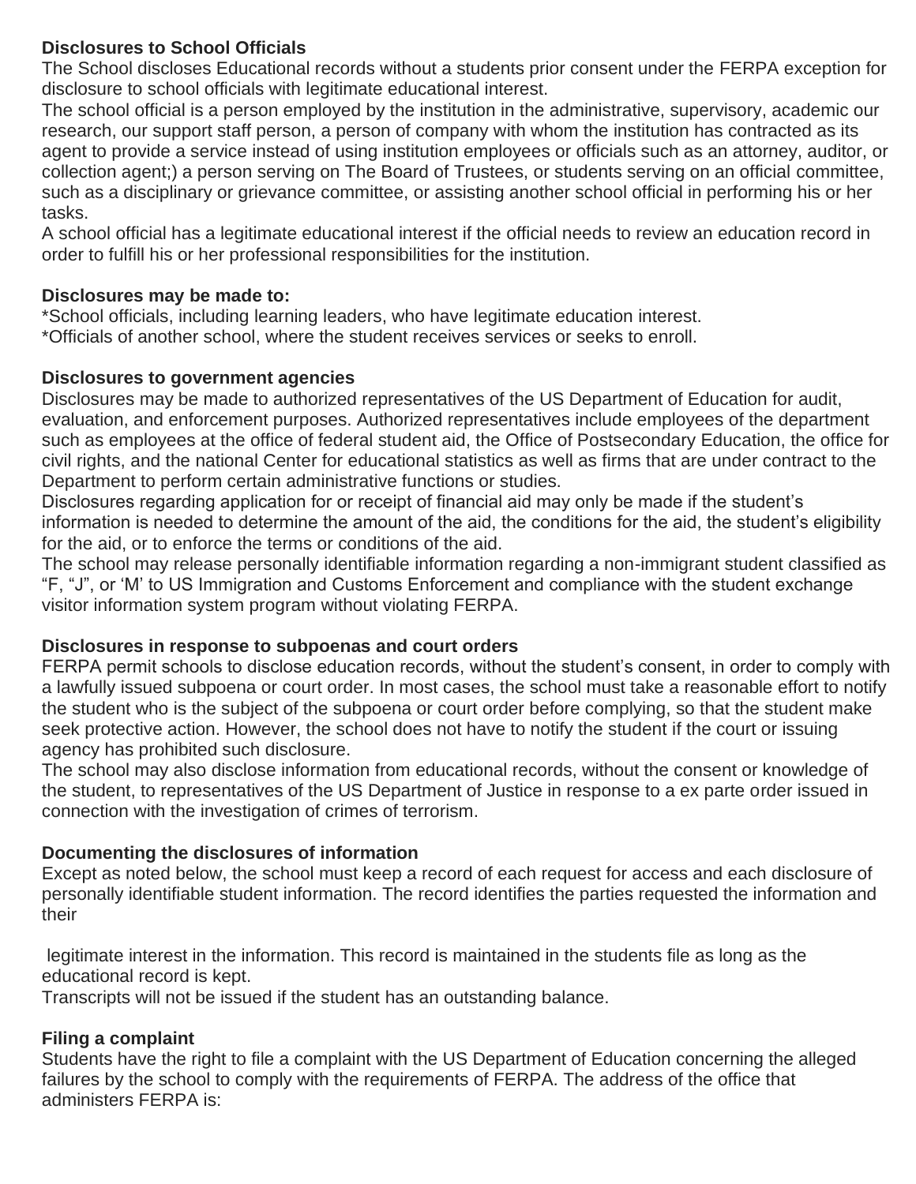### Disclosures to School Officials

The School discloses Educational records without a students prior consent under the FERPA exception for disclosure to school officials with legitimate educational interest.

The school official is a person employed by the institution in the administrative, supervisory, academic our research, our support staff person, a person of company with whom the institution has contracted as its agent to provide a service instead of using institution employees or officials such as an attorney, auditor, or collection agent;) a person serving on The Board of Trustees, or students serving on an official committee, such as a disciplinary or grievance committee, or assisting another school official in performing his or her tasks.

A school official has a legitimate educational interest if the official needs to review an education record in order to fulfill his or her professional responsibilities for the institution.

### Disclosures may be made to:

*School officials, including learning leaders, who have legitimate education interest.
*Officials of another school, where the student receives services or seeks to enroll.

### Disclosures to government agencies

Disclosures may be made to authorized representatives of the US Department of Education for audit, evaluation, and enforcement purposes. Authorized representatives include employees of the department such as employees at the office of federal student aid, the Office of Postsecondary Education, the office for civil rights, and the national Center for educational statistics as well as firms that are under contract to the Department to perform certain administrative functions or studies.

Disclosures regarding application for or receipt of financial aid may only be made if the student's information is needed to determine the amount of the aid, the conditions for the aid, the student's eligibility for the aid, or to enforce the terms or conditions of the aid.

The school may release personally identifiable information regarding a non-immigrant student classified as "F, "J", or 'M' to US Immigration and Customs Enforcement and compliance with the student exchange visitor information system program without violating FERPA.

### Disclosures in response to subpoenas and court orders

FERPA permit schools to disclose education records, without the student's consent, in order to comply with a lawfully issued subpoena or court order. In most cases, the school must take a reasonable effort to notify the student who is the subject of the subpoena or court order before complying, so that the student make seek protective action. However, the school does not have to notify the student if the court or issuing agency has prohibited such disclosure.

The school may also disclose information from educational records, without the consent or knowledge of the student, to representatives of the US Department of Justice in response to a ex parte order issued in connection with the investigation of crimes of terrorism.

### Documenting the disclosures of information

Except as noted below, the school must keep a record of each request for access and each disclosure of personally identifiable student information. The record identifies the parties requested the information and their legitimate interest in the information. This record is maintained in the students file as long as the educational record is kept.

Transcripts will not be issued if the student has an outstanding balance.

### Filing a complaint

Students have the right to file a complaint with the US Department of Education concerning the alleged failures by the school to comply with the requirements of FERPA. The address of the office that administers FERPA is: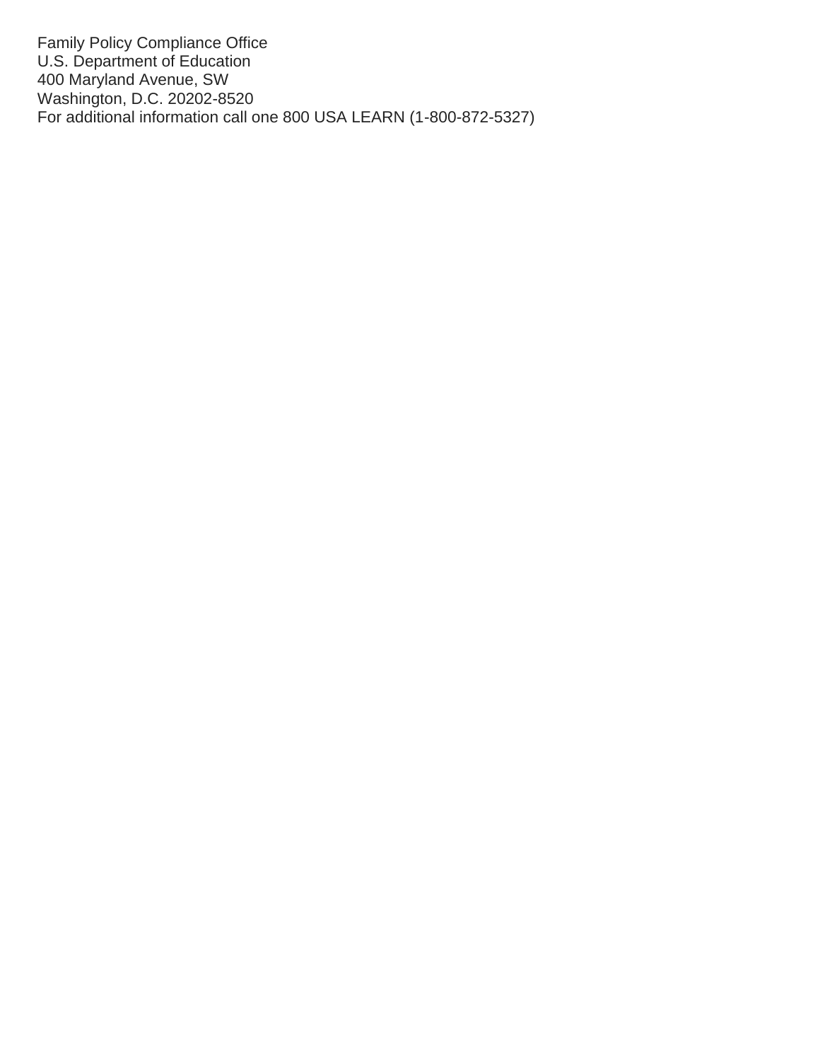Family Policy Compliance Office
U.S. Department of Education
400 Maryland Avenue, SW
Washington, D.C. 20202-8520
For additional information call one 800 USA LEARN (1-800-872-5327)